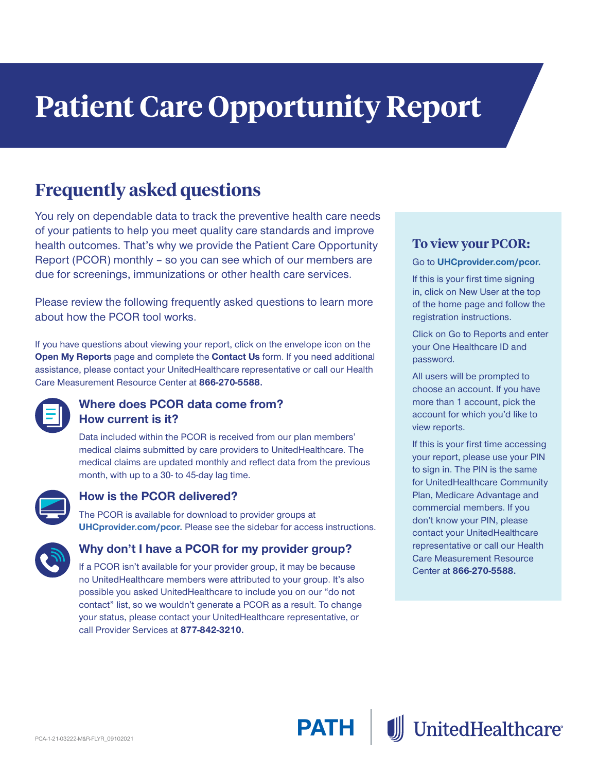# Patient Care Opportunity Report

## Frequently asked questions

You rely on dependable data to track the preventive health care needs of your patients to help you meet quality care standards and improve health outcomes. That's why we provide the Patient Care Opportunity Report (PCOR) monthly – so you can see which of our members are due for screenings, immunizations or other health care services.

Please review the following frequently asked questions to learn more about how the PCOR tool works.

If you have questions about viewing your report, click on the envelope icon on the **Open My Reports** page and complete the **Contact Us** form. If you need additional assistance, please contact your UnitedHealthcare representative or call our Health Care Measurement Resource Center at **866-270-5588.**

### Where does PCOR data come from? How current is it?

Data included within the PCOR is received from our plan members' medical claims submitted by care providers to UnitedHealthcare. The medical claims are updated monthly and reflect data from the previous month, with up to a 30- to 45-day lag time.

### How is the PCOR delivered?

The PCOR is available for download to provider groups at **UHCprovider.com/pcor.** Please see the sidebar for access instructions.

### Why don't I have a PCOR for my provider group?

If a PCOR isn't available for your provider group, it may be because no UnitedHealthcare members were attributed to your group. It's also possible you asked UnitedHealthcare to include you on our "do not contact" list, so we wouldn't generate a PCOR as a result. To change your status, please contact your UnitedHealthcare representative, or call Provider Services at **877-842-3210.**

### To view your PCOR:

Go to **UHCprovider.com/pcor.**

If this is your first time signing in, click on New User at the top of the home page and follow the registration instructions.

Click on Go to Reports and enter your One Healthcare ID and password.

All users will be prompted to choose an account. If you have more than 1 account, pick the account for which you'd like to view reports.

If this is your first time accessing your report, please use your PIN to sign in. The PIN is the same for UnitedHealthcare Community Plan, Medicare Advantage and commercial members. If you don't know your PIN, please contact your UnitedHealthcare representative or call our Health Care Measurement Resource Center at **866-270-5588.**

PCA-1-21-03222-M&R-FLYR_09102021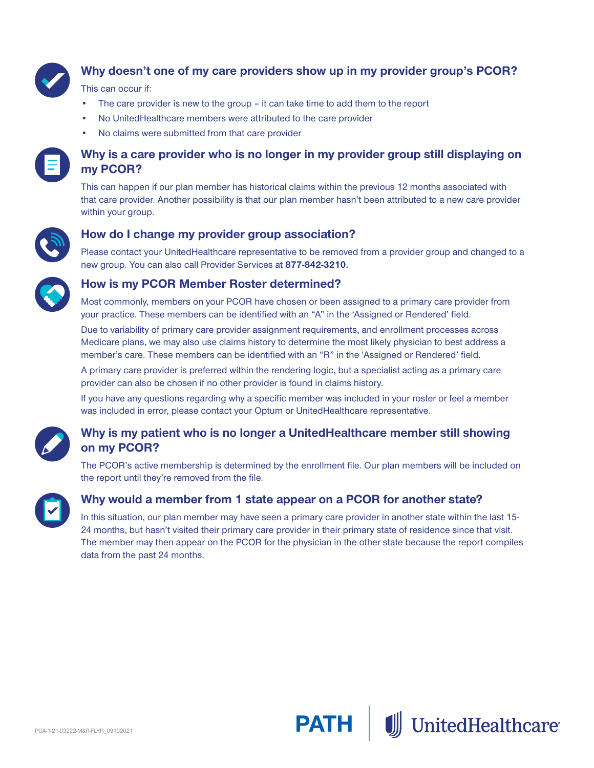## Why doesn’t one of my care providers show up in my provider group’s PCOR?

This can occur if:

- The care provider is new to the group – it can take time to add them to the report
- No UnitedHealthcare members were attributed to the care provider
- No claims were submitted from that care provider

## Why is a care provider who is no longer in my provider group still displaying on my PCOR?

This can happen if our plan member has historical claims within the previous 12 months associated with that care provider. Another possibility is that our plan member hasn’t been attributed to a new care provider within your group.

## How do I change my provider group association?

Please contact your UnitedHealthcare representative to be removed from a provider group and changed to a new group. You can also call Provider Services at **877-842-3210.**

## How is my PCOR Member Roster determined?

Most commonly, members on your PCOR have chosen or been assigned to a primary care provider from your practice. These members can be identified with an “A” in the ‘Assigned or Rendered’ field.

Due to variability of primary care provider assignment requirements, and enrollment processes across Medicare plans, we may also use claims history to determine the most likely physician to best address a member’s care. These members can be identified with an “R” in the ‘Assigned or Rendered’ field.

A primary care provider is preferred within the rendering logic, but a specialist acting as a primary care provider can also be chosen if no other provider is found in claims history.

If you have any questions regarding why a specific member was included in your roster or feel a member was included in error, please contact your Optum or UnitedHealthcare representative.

## Why is my patient who is no longer a UnitedHealthcare member still showing on my PCOR?

The PCOR’s active membership is determined by the enrollment file. Our plan members will be included on the report until they’re removed from the file.

## Why would a member from 1 state appear on a PCOR for another state?

In this situation, our plan member may have seen a primary care provider in another state within the last 15-24 months, but hasn’t visited their primary care provider in their primary state of residence since that visit. The member may then appear on the PCOR for the physician in the other state because the report compiles data from the past 24 months.

PCA-1-21-03222-M&R-FLYR_09102021

PATH | UnitedHealthcare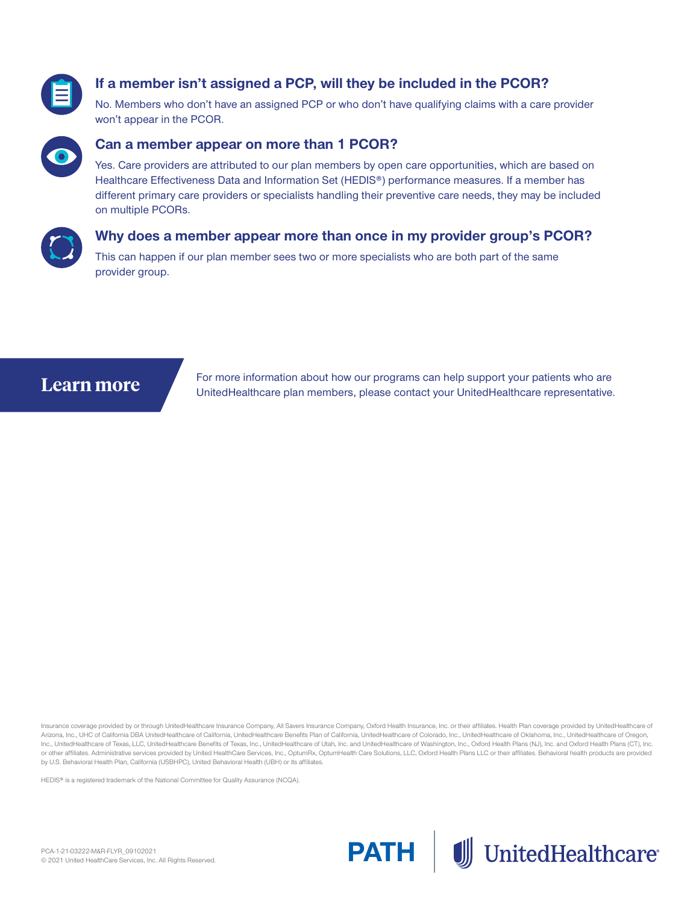### If a member isn't assigned a PCP, will they be included in the PCOR?

No. Members who don't have an assigned PCP or who don't have qualifying claims with a care provider won't appear in the PCOR.

### Can a member appear on more than 1 PCOR?

Yes. Care providers are attributed to our plan members by open care opportunities, which are based on Healthcare Effectiveness Data and Information Set (HEDIS®) performance measures. If a member has different primary care providers or specialists handling their preventive care needs, they may be included on multiple PCORs.

### Why does a member appear more than once in my provider group's PCOR?

This can happen if our plan member sees two or more specialists who are both part of the same provider group.

## Learn more

For more information about how our programs can help support your patients who are UnitedHealthcare plan members, please contact your UnitedHealthcare representative.

Insurance coverage provided by or through UnitedHealthcare Insurance Company, All Savers Insurance Company, Oxford Health Insurance, Inc. or their affiliates. Health Plan coverage provided by UnitedHealthcare of Arizona, Inc., UHC of California DBA UnitedHealthcare of California, UnitedHealthcare Benefits Plan of California, UnitedHealthcare of Colorado, Inc., UnitedHealthcare of Oklahoma, Inc., UnitedHealthcare of Oregon, Inc., UnitedHealthcare of Texas, LLC, UnitedHealthcare Benefits of Texas, Inc., UnitedHealthcare of Utah, Inc. and UnitedHealthcare of Washington, Inc., Oxford Health Plans (NJ), Inc. and Oxford Health Plans (CT), Inc. or other affiliates. Administrative services provided by United HealthCare Services, Inc., OptumRx, OptumHealth Care Solutions, LLC, Oxford Health Plans LLC or their affiliates. Behavioral health products are provided by U.S. Behavioral Health Plan, California (USBHPC), United Behavioral Health (UBH) or its affiliates.

HEDIS® is a registered trademark of the National Committee for Quality Assurance (NCQA).

PCA-1-21-03222-M&R-FLYR_09102021
© 2021 United HealthCare Services, Inc. All Rights Reserved.

PATH | UnitedHealthcare®